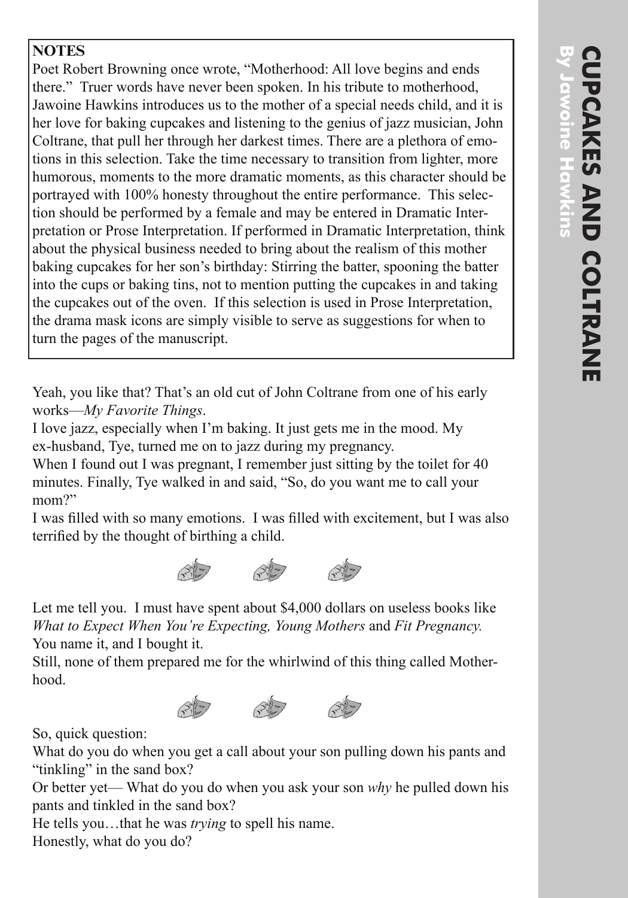# CUPCAKES AND COLTRANE

## By Jawoine Hawkins

**NOTES**

Poet Robert Browning once wrote, "Motherhood: All love begins and ends there." Truer words have never been spoken. In his tribute to motherhood, Jawoine Hawkins introduces us to the mother of a special needs child, and it is her love for baking cupcakes and listening to the genius of jazz musician, John Coltrane, that pull her through her darkest times. There are a plethora of emotions in this selection. Take the time necessary to transition from lighter, more humorous, moments to the more dramatic moments, as this character should be portrayed with 100% honesty throughout the entire performance. This selection should be performed by a female and may be entered in Dramatic Interpretation or Prose Interpretation. If performed in Dramatic Interpretation, think about the physical business needed to bring about the realism of this mother baking cupcakes for her son's birthday: Stirring the batter, spooning the batter into the cups or baking tins, not to mention putting the cupcakes in and taking the cupcakes out of the oven. If this selection is used in Prose Interpretation, the drama mask icons are simply visible to serve as suggestions for when to turn the pages of the manuscript.

Yeah, you like that? That's an old cut of John Coltrane from one of his early works—*My Favorite Things*.

I love jazz, especially when I'm baking. It just gets me in the mood. My ex-husband, Tye, turned me on to jazz during my pregnancy.

When I found out I was pregnant, I remember just sitting by the toilet for 40 minutes. Finally, Tye walked in and said, "So, do you want me to call your mom?"

I was filled with so many emotions. I was filled with excitement, but I was also terrified by the thought of birthing a child.

Let me tell you. I must have spent about $4,000 dollars on useless books like *What to Expect When You're Expecting, Young Mothers* and *Fit Pregnancy.* You name it, and I bought it.

Still, none of them prepared me for the whirlwind of this thing called Motherhood.

So, quick question:

What do you do when you get a call about your son pulling down his pants and "tinkling" in the sand box?

Or better yet— What do you do when you ask your son *why* he pulled down his pants and tinkled in the sand box?

He tells you…that he was *trying* to spell his name.

Honestly, what do you do?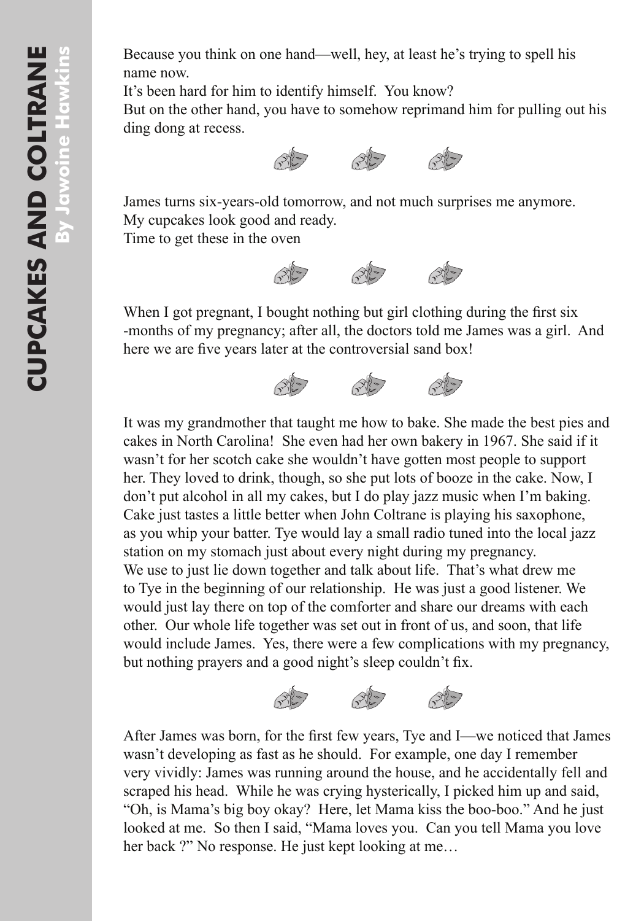Because you think on one hand—well, hey, at least he's trying to spell his name now.
It's been hard for him to identify himself. You know?
But on the other hand, you have to somehow reprimand him for pulling out his ding dong at recess.

James turns six-years-old tomorrow, and not much surprises me anymore.
My cupcakes look good and ready.
Time to get these in the oven

When I got pregnant, I bought nothing but girl clothing during the first six -months of my pregnancy; after all, the doctors told me James was a girl. And here we are five years later at the controversial sand box!

It was my grandmother that taught me how to bake. She made the best pies and cakes in North Carolina! She even had her own bakery in 1967. She said if it wasn't for her scotch cake she wouldn't have gotten most people to support her. They loved to drink, though, so she put lots of booze in the cake. Now, I don't put alcohol in all my cakes, but I do play jazz music when I'm baking. Cake just tastes a little better when John Coltrane is playing his saxophone, as you whip your batter. Tye would lay a small radio tuned into the local jazz station on my stomach just about every night during my pregnancy. We use to just lie down together and talk about life. That's what drew me to Tye in the beginning of our relationship. He was just a good listener. We would just lay there on top of the comforter and share our dreams with each other. Our whole life together was set out in front of us, and soon, that life would include James. Yes, there were a few complications with my pregnancy, but nothing prayers and a good night's sleep couldn't fix.

After James was born, for the first few years, Tye and I—we noticed that James wasn't developing as fast as he should. For example, one day I remember very vividly: James was running around the house, and he accidentally fell and scraped his head. While he was crying hysterically, I picked him up and said, "Oh, is Mama's big boy okay? Here, let Mama kiss the boo-boo." And he just looked at me. So then I said, "Mama loves you. Can you tell Mama you love her back ?" No response. He just kept looking at me…